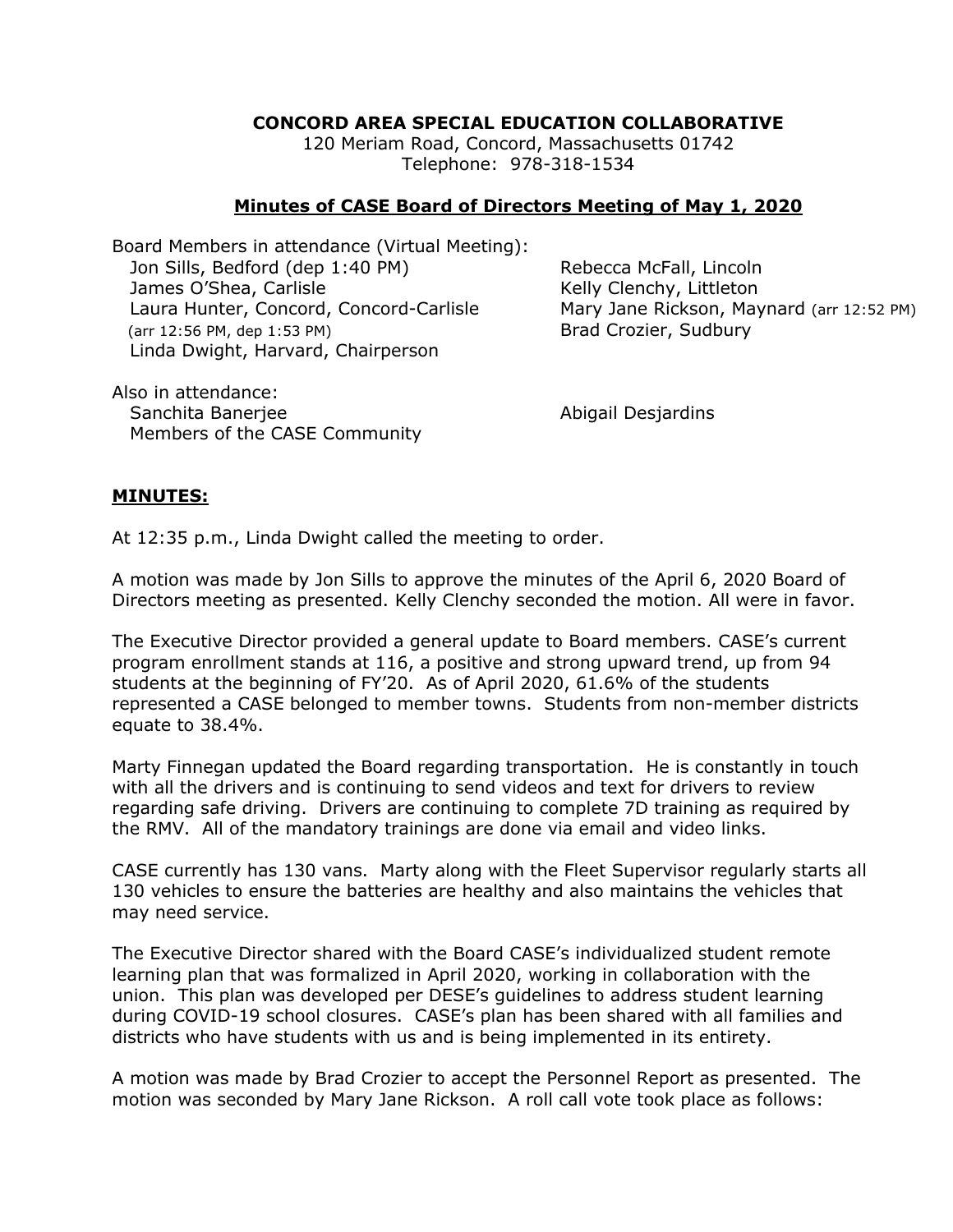**CONCORD AREA SPECIAL EDUCATION COLLABORATIVE**
120 Meriam Road, Concord, Massachusetts 01742
Telephone: 978-318-1534

## Minutes of CASE Board of Directors Meeting of May 1, 2020

Board Members in attendance (Virtual Meeting):

Jon Sills, Bedford (dep 1:40 PM)
James O'Shea, Carlisle
Laura Hunter, Concord, Concord-Carlisle (arr 12:56 PM, dep 1:53 PM)
Linda Dwight, Harvard, Chairperson
Rebecca McFall, Lincoln
Kelly Clenchy, Littleton
Mary Jane Rickson, Maynard (arr 12:52 PM)
Brad Crozier, Sudbury

Also in attendance:

Sanchita Banerjee
Members of the CASE Community
Abigail Desjardins

## MINUTES:

At 12:35 p.m., Linda Dwight called the meeting to order.

A motion was made by Jon Sills to approve the minutes of the April 6, 2020 Board of Directors meeting as presented. Kelly Clenchy seconded the motion. All were in favor.

The Executive Director provided a general update to Board members. CASE's current program enrollment stands at 116, a positive and strong upward trend, up from 94 students at the beginning of FY'20. As of April 2020, 61.6% of the students represented a CASE belonged to member towns. Students from non-member districts equate to 38.4%.

Marty Finnegan updated the Board regarding transportation. He is constantly in touch with all the drivers and is continuing to send videos and text for drivers to review regarding safe driving. Drivers are continuing to complete 7D training as required by the RMV. All of the mandatory trainings are done via email and video links.

CASE currently has 130 vans. Marty along with the Fleet Supervisor regularly starts all 130 vehicles to ensure the batteries are healthy and also maintains the vehicles that may need service.

The Executive Director shared with the Board CASE's individualized student remote learning plan that was formalized in April 2020, working in collaboration with the union. This plan was developed per DESE's guidelines to address student learning during COVID-19 school closures. CASE's plan has been shared with all families and districts who have students with us and is being implemented in its entirety.

A motion was made by Brad Crozier to accept the Personnel Report as presented. The motion was seconded by Mary Jane Rickson. A roll call vote took place as follows: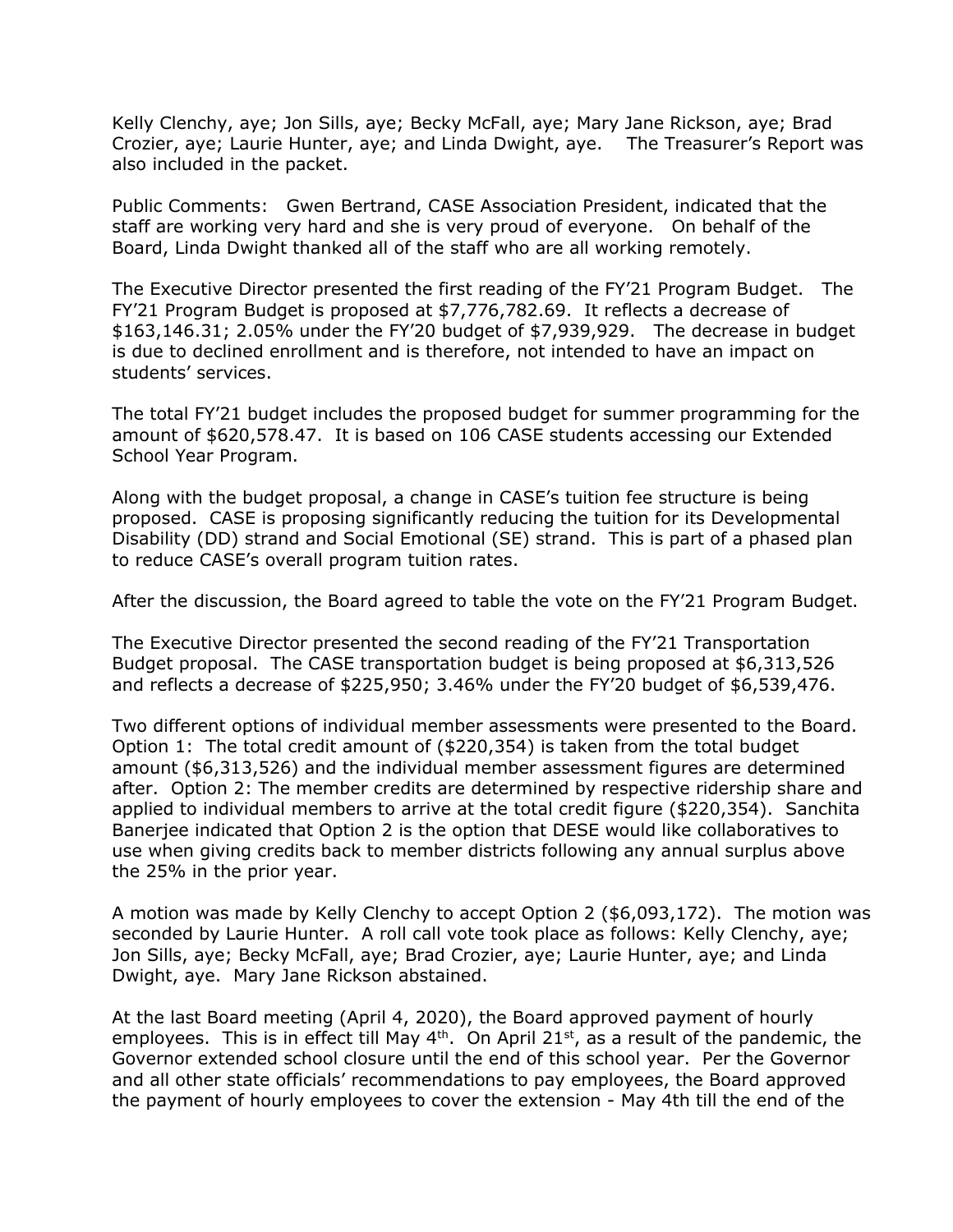Kelly Clenchy, aye; Jon Sills, aye; Becky McFall, aye; Mary Jane Rickson, aye; Brad Crozier, aye; Laurie Hunter, aye; and Linda Dwight, aye. The Treasurer's Report was also included in the packet.

Public Comments: Gwen Bertrand, CASE Association President, indicated that the staff are working very hard and she is very proud of everyone. On behalf of the Board, Linda Dwight thanked all of the staff who are all working remotely.

The Executive Director presented the first reading of the FY'21 Program Budget. The FY'21 Program Budget is proposed at $7,776,782.69. It reflects a decrease of $163,146.31; 2.05% under the FY'20 budget of $7,939,929. The decrease in budget is due to declined enrollment and is therefore, not intended to have an impact on students' services.

The total FY'21 budget includes the proposed budget for summer programming for the amount of $620,578.47. It is based on 106 CASE students accessing our Extended School Year Program.

Along with the budget proposal, a change in CASE's tuition fee structure is being proposed. CASE is proposing significantly reducing the tuition for its Developmental Disability (DD) strand and Social Emotional (SE) strand. This is part of a phased plan to reduce CASE's overall program tuition rates.

After the discussion, the Board agreed to table the vote on the FY'21 Program Budget.

The Executive Director presented the second reading of the FY'21 Transportation Budget proposal. The CASE transportation budget is being proposed at $6,313,526 and reflects a decrease of $225,950; 3.46% under the FY'20 budget of $6,539,476.

Two different options of individual member assessments were presented to the Board. Option 1: The total credit amount of ($220,354) is taken from the total budget amount ($6,313,526) and the individual member assessment figures are determined after. Option 2: The member credits are determined by respective ridership share and applied to individual members to arrive at the total credit figure ($220,354). Sanchita Banerjee indicated that Option 2 is the option that DESE would like collaboratives to use when giving credits back to member districts following any annual surplus above the 25% in the prior year.

A motion was made by Kelly Clenchy to accept Option 2 ($6,093,172). The motion was seconded by Laurie Hunter. A roll call vote took place as follows: Kelly Clenchy, aye; Jon Sills, aye; Becky McFall, aye; Brad Crozier, aye; Laurie Hunter, aye; and Linda Dwight, aye. Mary Jane Rickson abstained.

At the last Board meeting (April 4, 2020), the Board approved payment of hourly employees. This is in effect till May 4th. On April 21st, as a result of the pandemic, the Governor extended school closure until the end of this school year. Per the Governor and all other state officials' recommendations to pay employees, the Board approved the payment of hourly employees to cover the extension - May 4th till the end of the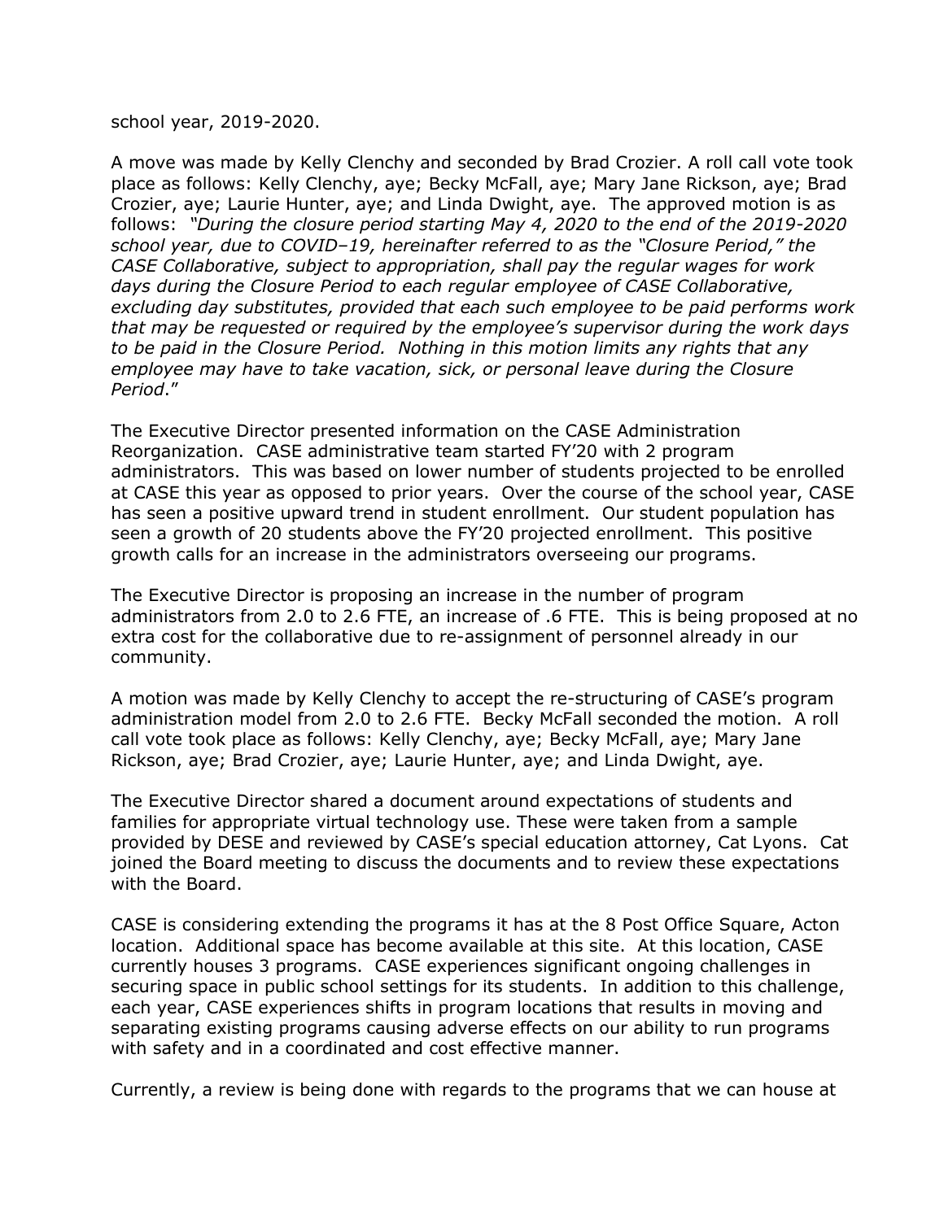school year, 2019-2020.

A move was made by Kelly Clenchy and seconded by Brad Crozier. A roll call vote took place as follows: Kelly Clenchy, aye; Becky McFall, aye; Mary Jane Rickson, aye; Brad Crozier, aye; Laurie Hunter, aye; and Linda Dwight, aye. The approved motion is as follows: *"During the closure period starting May 4, 2020 to the end of the 2019-2020 school year, due to COVID–19, hereinafter referred to as the "Closure Period," the CASE Collaborative, subject to appropriation, shall pay the regular wages for work days during the Closure Period to each regular employee of CASE Collaborative, excluding day substitutes, provided that each such employee to be paid performs work that may be requested or required by the employee's supervisor during the work days to be paid in the Closure Period. Nothing in this motion limits any rights that any employee may have to take vacation, sick, or personal leave during the Closure Period*."

The Executive Director presented information on the CASE Administration Reorganization. CASE administrative team started FY'20 with 2 program administrators. This was based on lower number of students projected to be enrolled at CASE this year as opposed to prior years. Over the course of the school year, CASE has seen a positive upward trend in student enrollment. Our student population has seen a growth of 20 students above the FY'20 projected enrollment. This positive growth calls for an increase in the administrators overseeing our programs.

The Executive Director is proposing an increase in the number of program administrators from 2.0 to 2.6 FTE, an increase of .6 FTE. This is being proposed at no extra cost for the collaborative due to re-assignment of personnel already in our community.

A motion was made by Kelly Clenchy to accept the re-structuring of CASE's program administration model from 2.0 to 2.6 FTE. Becky McFall seconded the motion. A roll call vote took place as follows: Kelly Clenchy, aye; Becky McFall, aye; Mary Jane Rickson, aye; Brad Crozier, aye; Laurie Hunter, aye; and Linda Dwight, aye.

The Executive Director shared a document around expectations of students and families for appropriate virtual technology use. These were taken from a sample provided by DESE and reviewed by CASE's special education attorney, Cat Lyons. Cat joined the Board meeting to discuss the documents and to review these expectations with the Board.

CASE is considering extending the programs it has at the 8 Post Office Square, Acton location. Additional space has become available at this site. At this location, CASE currently houses 3 programs. CASE experiences significant ongoing challenges in securing space in public school settings for its students. In addition to this challenge, each year, CASE experiences shifts in program locations that results in moving and separating existing programs causing adverse effects on our ability to run programs with safety and in a coordinated and cost effective manner.

Currently, a review is being done with regards to the programs that we can house at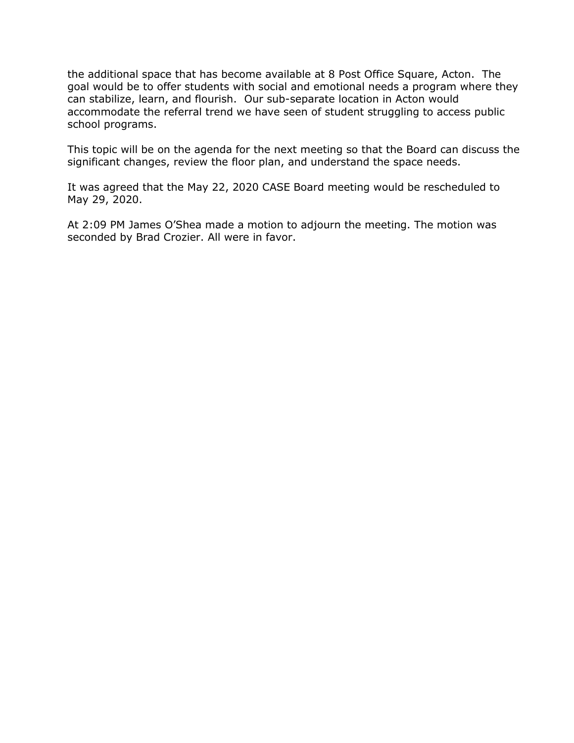the additional space that has become available at 8 Post Office Square, Acton. The goal would be to offer students with social and emotional needs a program where they can stabilize, learn, and flourish. Our sub-separate location in Acton would accommodate the referral trend we have seen of student struggling to access public school programs.

This topic will be on the agenda for the next meeting so that the Board can discuss the significant changes, review the floor plan, and understand the space needs.

It was agreed that the May 22, 2020 CASE Board meeting would be rescheduled to May 29, 2020.

At 2:09 PM James O'Shea made a motion to adjourn the meeting. The motion was seconded by Brad Crozier. All were in favor.